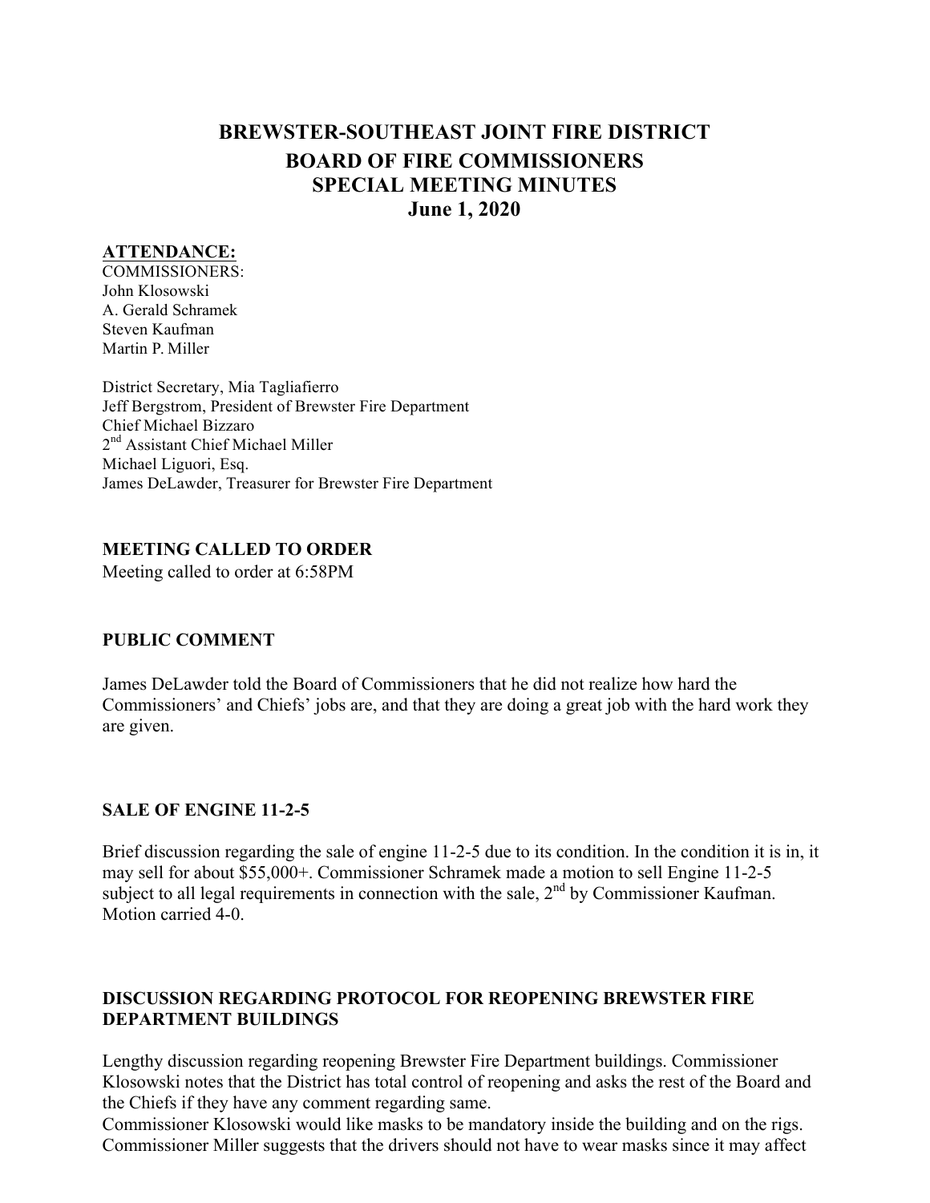# BREWSTER-SOUTHEAST JOINT FIRE DISTRICT
## BOARD OF FIRE COMMISSIONERS
## SPECIAL MEETING MINUTES
## June 1, 2020

**ATTENDANCE:**

COMMISSIONERS:
John Klosowski
A. Gerald Schramek
Steven Kaufman
Martin P. Miller

District Secretary, Mia Tagliafierro
Jeff Bergstrom, President of Brewster Fire Department
Chief Michael Bizzaro
2nd Assistant Chief Michael Miller
Michael Liguori, Esq.
James DeLawder, Treasurer for Brewster Fire Department

**MEETING CALLED TO ORDER**

Meeting called to order at 6:58PM

**PUBLIC COMMENT**

James DeLawder told the Board of Commissioners that he did not realize how hard the Commissioners' and Chiefs' jobs are, and that they are doing a great job with the hard work they are given.

**SALE OF ENGINE 11-2-5**

Brief discussion regarding the sale of engine 11-2-5 due to its condition. In the condition it is in, it may sell for about $55,000+. Commissioner Schramek made a motion to sell Engine 11-2-5 subject to all legal requirements in connection with the sale, 2nd by Commissioner Kaufman. Motion carried 4-0.

**DISCUSSION REGARDING PROTOCOL FOR REOPENING BREWSTER FIRE DEPARTMENT BUILDINGS**

Lengthy discussion regarding reopening Brewster Fire Department buildings. Commissioner Klosowski notes that the District has total control of reopening and asks the rest of the Board and the Chiefs if they have any comment regarding same.
Commissioner Klosowski would like masks to be mandatory inside the building and on the rigs. Commissioner Miller suggests that the drivers should not have to wear masks since it may affect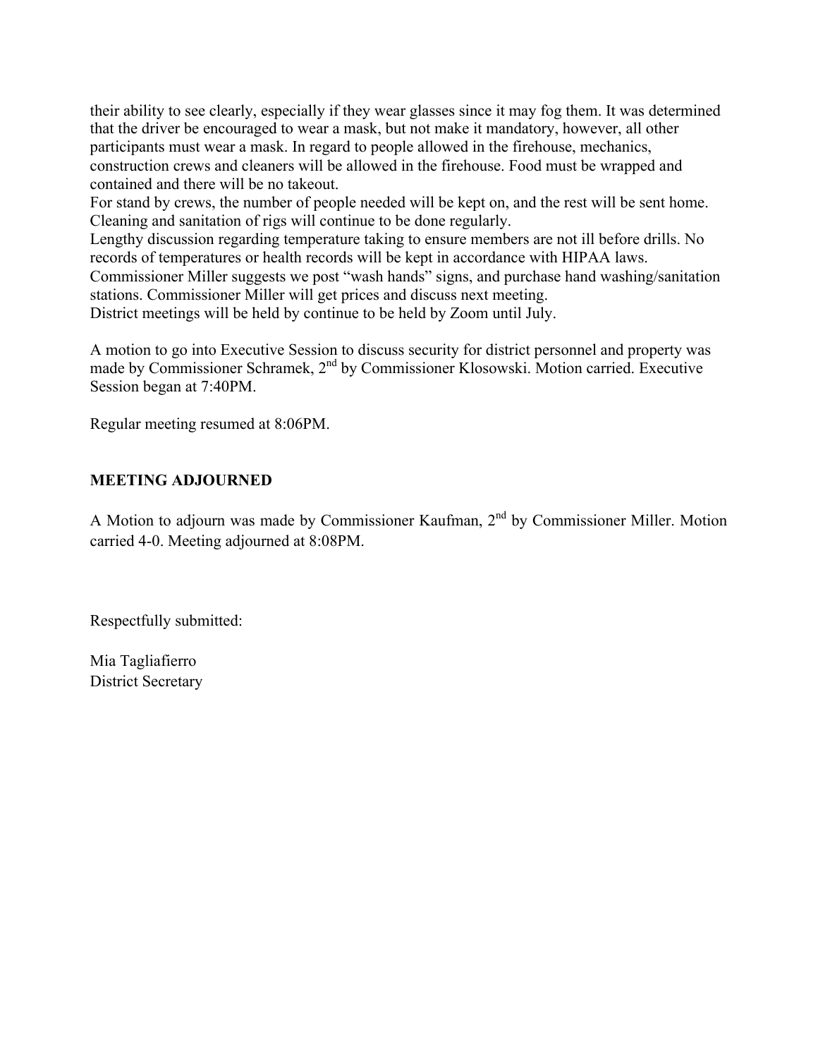their ability to see clearly, especially if they wear glasses since it may fog them. It was determined that the driver be encouraged to wear a mask, but not make it mandatory, however, all other participants must wear a mask. In regard to people allowed in the firehouse, mechanics, construction crews and cleaners will be allowed in the firehouse. Food must be wrapped and contained and there will be no takeout.

For stand by crews, the number of people needed will be kept on, and the rest will be sent home. Cleaning and sanitation of rigs will continue to be done regularly.

Lengthy discussion regarding temperature taking to ensure members are not ill before drills. No records of temperatures or health records will be kept in accordance with HIPAA laws.

Commissioner Miller suggests we post "wash hands" signs, and purchase hand washing/sanitation stations. Commissioner Miller will get prices and discuss next meeting.

District meetings will be held by continue to be held by Zoom until July.

A motion to go into Executive Session to discuss security for district personnel and property was made by Commissioner Schramek, 2nd by Commissioner Klosowski. Motion carried. Executive Session began at 7:40PM.

Regular meeting resumed at 8:06PM.

**MEETING ADJOURNED**

A Motion to adjourn was made by Commissioner Kaufman, 2nd by Commissioner Miller. Motion carried 4-0. Meeting adjourned at 8:08PM.

Respectfully submitted:

Mia Tagliafierro
District Secretary